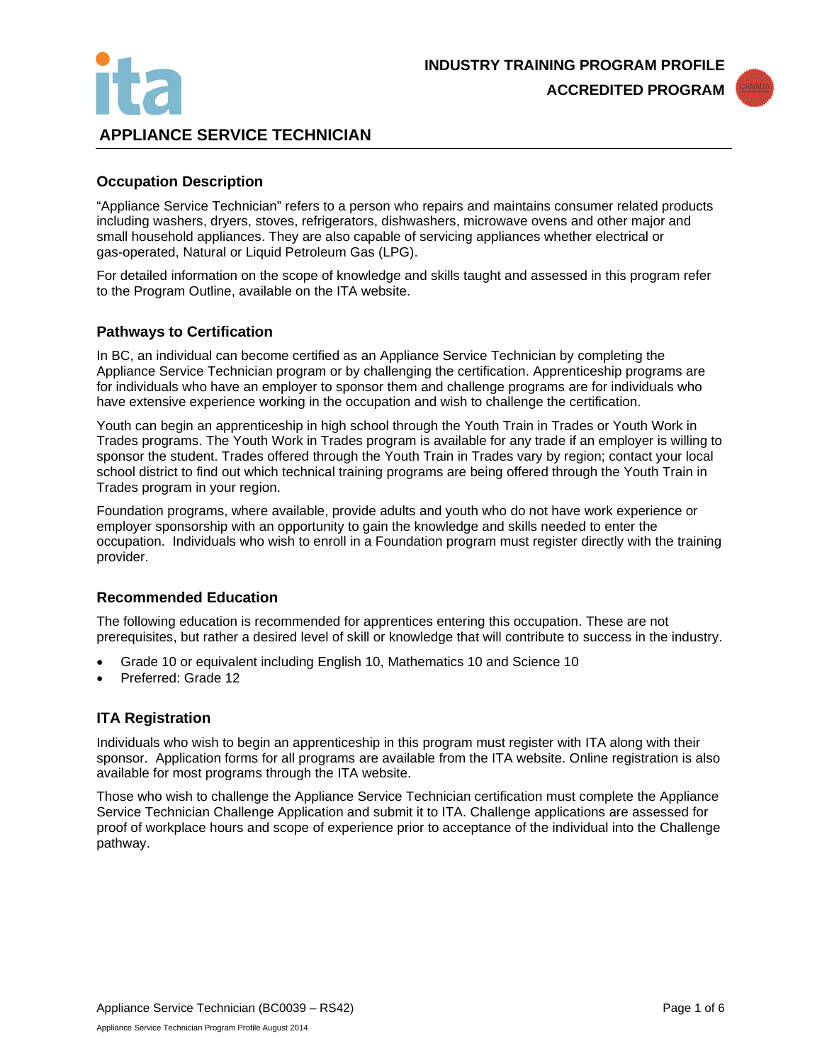INDUSTRY TRAINING PROGRAM PROFILE

ACCREDITED PROGRAM

# APPLIANCE SERVICE TECHNICIAN

## Occupation Description

"Appliance Service Technician" refers to a person who repairs and maintains consumer related products including washers, dryers, stoves, refrigerators, dishwashers, microwave ovens and other major and small household appliances. They are also capable of servicing appliances whether electrical or gas-operated, Natural or Liquid Petroleum Gas (LPG).

For detailed information on the scope of knowledge and skills taught and assessed in this program refer to the Program Outline, available on the ITA website.

## Pathways to Certification

In BC, an individual can become certified as an Appliance Service Technician by completing the Appliance Service Technician program or by challenging the certification. Apprenticeship programs are for individuals who have an employer to sponsor them and challenge programs are for individuals who have extensive experience working in the occupation and wish to challenge the certification.

Youth can begin an apprenticeship in high school through the Youth Train in Trades or Youth Work in Trades programs. The Youth Work in Trades program is available for any trade if an employer is willing to sponsor the student. Trades offered through the Youth Train in Trades vary by region; contact your local school district to find out which technical training programs are being offered through the Youth Train in Trades program in your region.

Foundation programs, where available, provide adults and youth who do not have work experience or employer sponsorship with an opportunity to gain the knowledge and skills needed to enter the occupation. Individuals who wish to enroll in a Foundation program must register directly with the training provider.

## Recommended Education

The following education is recommended for apprentices entering this occupation. These are not prerequisites, but rather a desired level of skill or knowledge that will contribute to success in the industry.

- Grade 10 or equivalent including English 10, Mathematics 10 and Science 10
- Preferred: Grade 12

## ITA Registration

Individuals who wish to begin an apprenticeship in this program must register with ITA along with their sponsor. Application forms for all programs are available from the ITA website. Online registration is also available for most programs through the ITA website.

Those who wish to challenge the Appliance Service Technician certification must complete the Appliance Service Technician Challenge Application and submit it to ITA. Challenge applications are assessed for proof of workplace hours and scope of experience prior to acceptance of the individual into the Challenge pathway.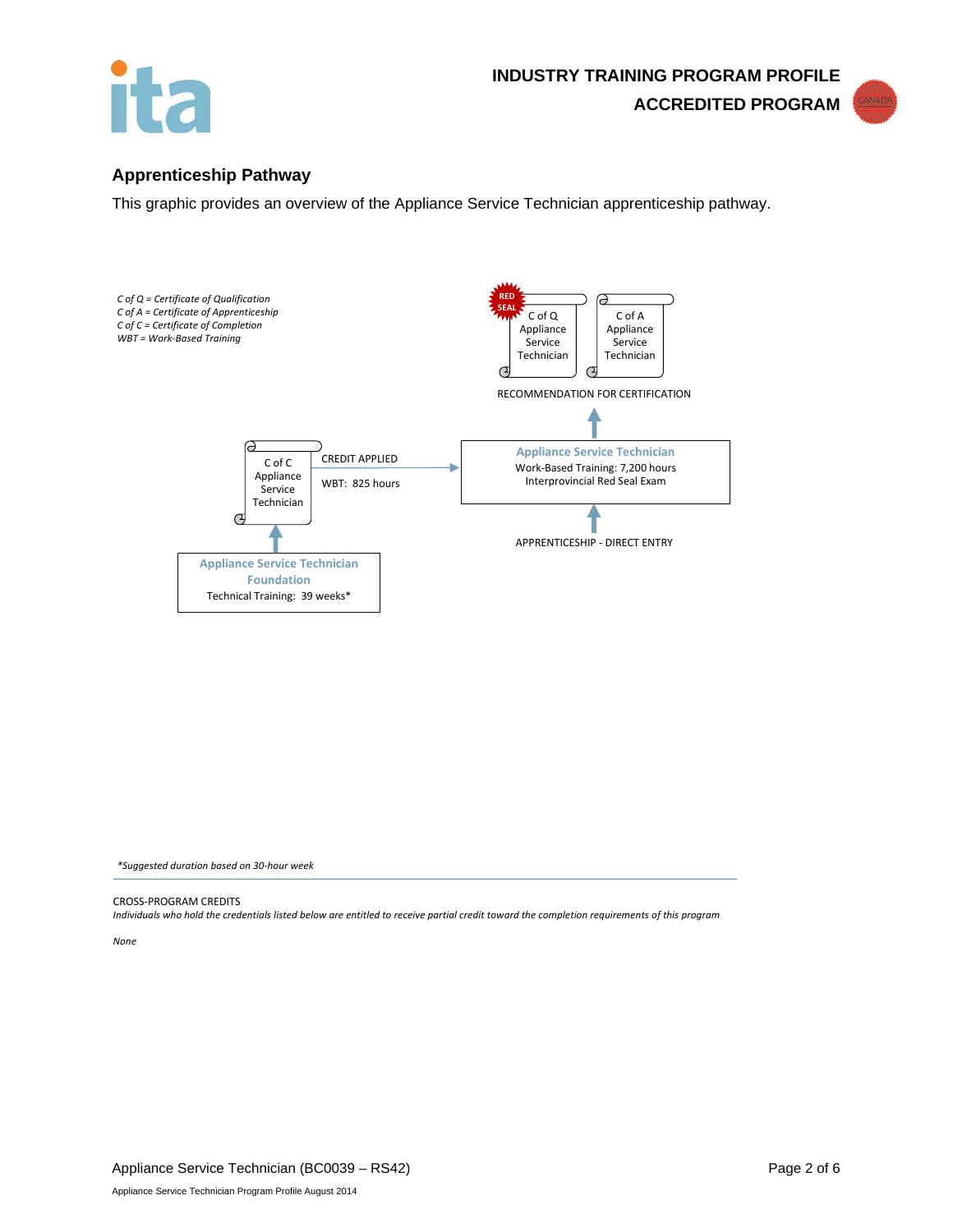## Apprenticeship Pathway

This graphic provides an overview of the Appliance Service Technician apprenticeship pathway.

*C of Q = Certificate of Qualification*
*C of A = Certificate of Apprenticeship*
*C of C = Certificate of Completion*
*WBT = Work-Based Training*

RED SEAL

C of Q Appliance Service Technician

C of A Appliance Service Technician

RECOMMENDATION FOR CERTIFICATION

**Appliance Service Technician**
Work-Based Training: 7,200 hours
Interprovincial Red Seal Exam

APPRENTICESHIP - DIRECT ENTRY

C of C Appliance Service Technician

CREDIT APPLIED

WBT: 825 hours

**Appliance Service Technician Foundation**
Technical Training: 39 weeks*

*\*Suggested duration based on 30-hour week*

CROSS-PROGRAM CREDITS

*Individuals who hold the credentials listed below are entitled to receive partial credit toward the completion requirements of this program*

*None*

Appliance Service Technician (BC0039 – RS42)

Appliance Service Technician Program Profile August 2014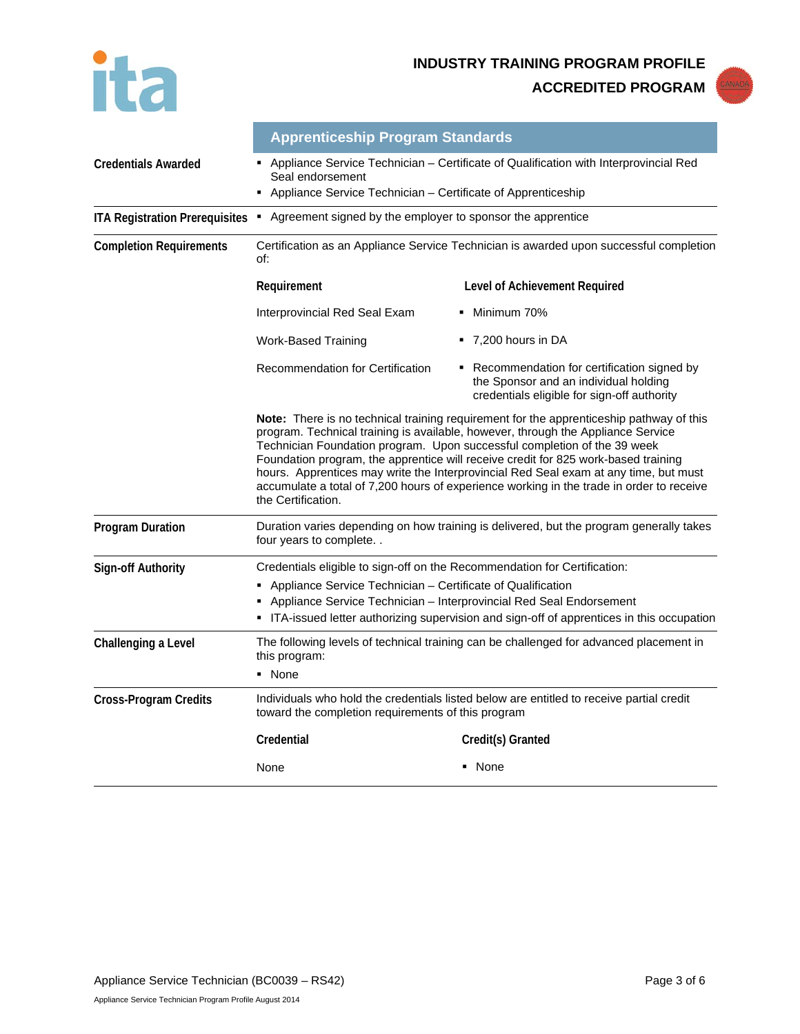**INDUSTRY TRAINING PROGRAM PROFILE**

**ACCREDITED PROGRAM**

## Apprenticeship Program Standards

**Credentials Awarded**

- Appliance Service Technician – Certificate of Qualification with Interprovincial Red Seal endorsement
- Appliance Service Technician – Certificate of Apprenticeship

**ITA Registration Prerequisites**

- Agreement signed by the employer to sponsor the apprentice

**Completion Requirements**

Certification as an Appliance Service Technician is awarded upon successful completion of:

| Requirement | Level of Achievement Required |
|---|---|
| Interprovincial Red Seal Exam | Minimum 70% |
| Work-Based Training | 7,200 hours in DA |
| Recommendation for Certification | Recommendation for certification signed by the Sponsor and an individual holding credentials eligible for sign-off authority |

**Note:** There is no technical training requirement for the apprenticeship pathway of this program. Technical training is available, however, through the Appliance Service Technician Foundation program. Upon successful completion of the 39 week Foundation program, the apprentice will receive credit for 825 work-based training hours. Apprentices may write the Interprovincial Red Seal exam at any time, but must accumulate a total of 7,200 hours of experience working in the trade in order to receive the Certification.

**Program Duration**

Duration varies depending on how training is delivered, but the program generally takes four years to complete. .

**Sign-off Authority**

Credentials eligible to sign-off on the Recommendation for Certification:

- Appliance Service Technician – Certificate of Qualification
- Appliance Service Technician – Interprovincial Red Seal Endorsement
- ITA-issued letter authorizing supervision and sign-off of apprentices in this occupation

**Challenging a Level**

The following levels of technical training can be challenged for advanced placement in this program:

- None

**Cross-Program Credits**

Individuals who hold the credentials listed below are entitled to receive partial credit toward the completion requirements of this program

| Credential | Credit(s) Granted |
|---|---|
| None | None |

Appliance Service Technician Program Profile August 2014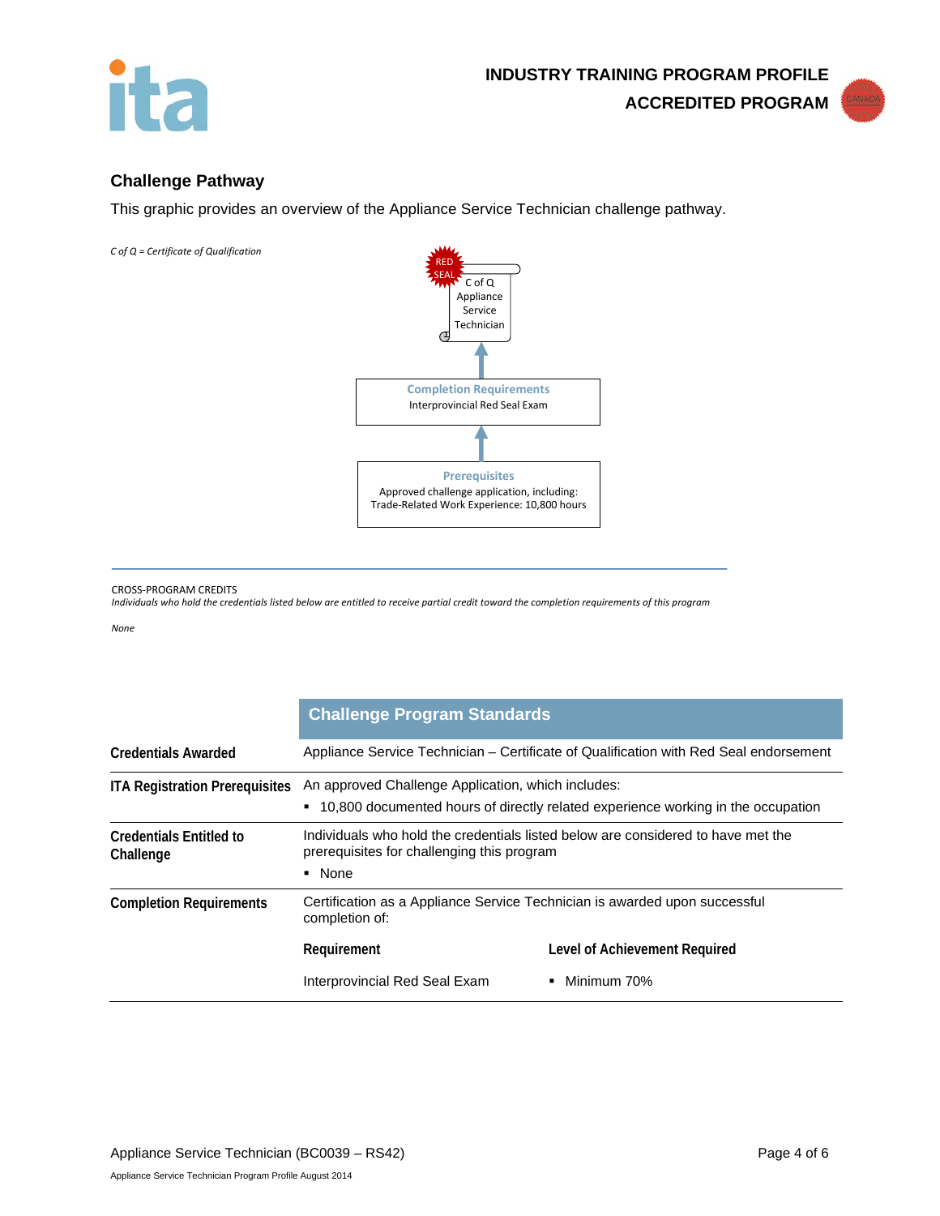## Challenge Pathway

This graphic provides an overview of the Appliance Service Technician challenge pathway.

*C of Q = Certificate of Qualification*

RED SEAL

C of Q Appliance Service Technician

↑

**Completion Requirements**
Interprovincial Red Seal Exam

↑

**Prerequisites**
Approved challenge application, including:
Trade-Related Work Experience: 10,800 hours

---

CROSS-PROGRAM CREDITS

*Individuals who hold the credentials listed below are entitled to receive partial credit toward the completion requirements of this program*

*None*

| | Challenge Program Standards | |
|---|---|---|
| **Credentials Awarded** | Appliance Service Technician – Certificate of Qualification with Red Seal endorsement | |
| **ITA Registration Prerequisites** | An approved Challenge Application, which includes:<br>▪ 10,800 documented hours of directly related experience working in the occupation | |
| **Credentials Entitled to Challenge** | Individuals who hold the credentials listed below are considered to have met the prerequisites for challenging this program<br>▪ None | |
| **Completion Requirements** | Certification as a Appliance Service Technician is awarded upon successful completion of: | |
| | **Requirement** | **Level of Achievement Required** |
| | Interprovincial Red Seal Exam | ▪ Minimum 70% |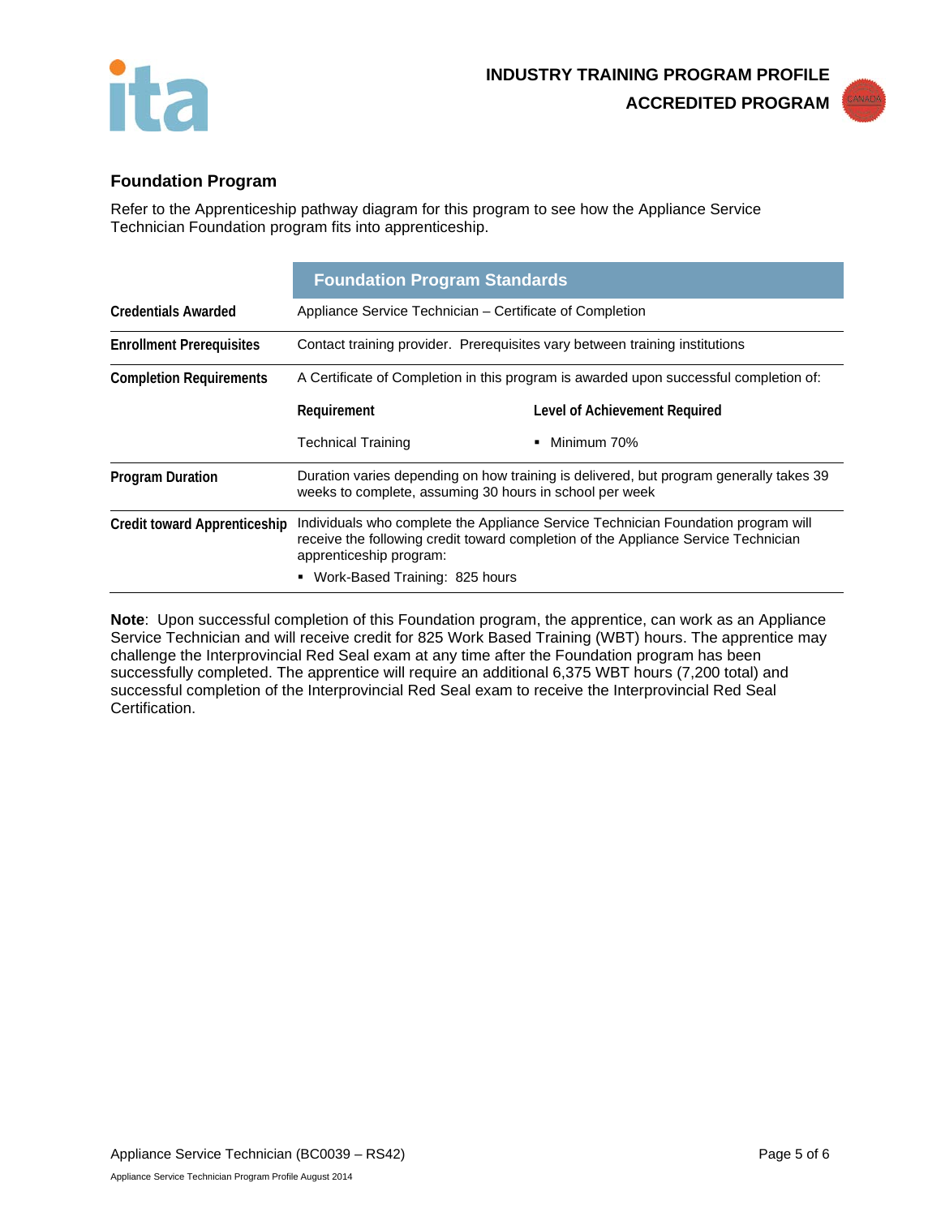## Foundation Program

Refer to the Apprenticeship pathway diagram for this program to see how the Appliance Service Technician Foundation program fits into apprenticeship.

| | Foundation Program Standards | |
|---|---|---|
| **Credentials Awarded** | Appliance Service Technician – Certificate of Completion | |
| **Enrollment Prerequisites** | Contact training provider. Prerequisites vary between training institutions | |
| **Completion Requirements** | A Certificate of Completion in this program is awarded upon successful completion of: | |
| | **Requirement** | **Level of Achievement Required** |
| | Technical Training | ▪ Minimum 70% |
| **Program Duration** | Duration varies depending on how training is delivered, but program generally takes 39 weeks to complete, assuming 30 hours in school per week | |
| **Credit toward Apprenticeship** | Individuals who complete the Appliance Service Technician Foundation program will receive the following credit toward completion of the Appliance Service Technician apprenticeship program:<br>▪ Work-Based Training: 825 hours | |

**Note**: Upon successful completion of this Foundation program, the apprentice, can work as an Appliance Service Technician and will receive credit for 825 Work Based Training (WBT) hours. The apprentice may challenge the Interprovincial Red Seal exam at any time after the Foundation program has been successfully completed. The apprentice will require an additional 6,375 WBT hours (7,200 total) and successful completion of the Interprovincial Red Seal exam to receive the Interprovincial Red Seal Certification.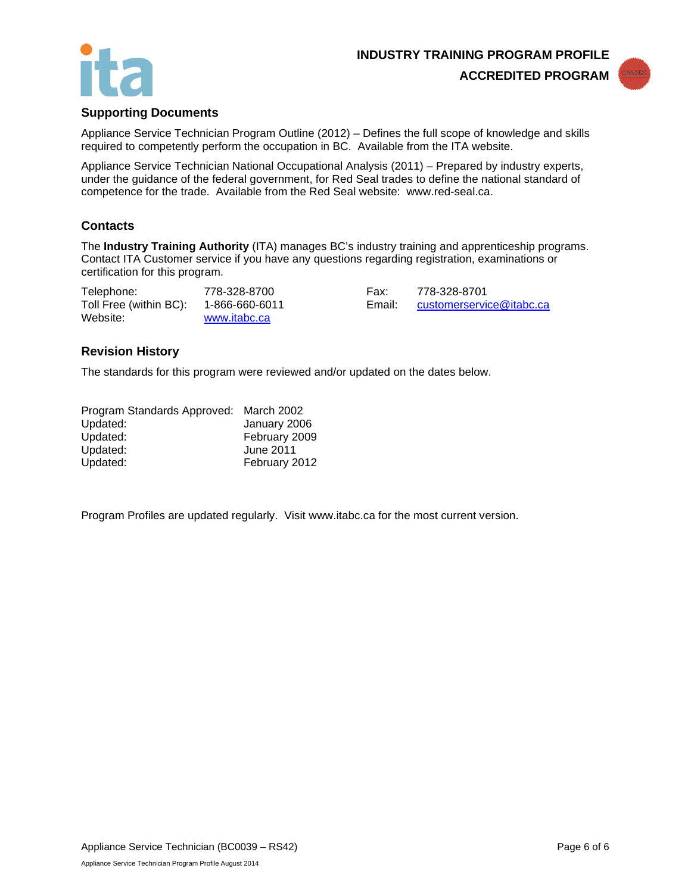## Supporting Documents

Appliance Service Technician Program Outline (2012) – Defines the full scope of knowledge and skills required to competently perform the occupation in BC. Available from the ITA website.

Appliance Service Technician National Occupational Analysis (2011) – Prepared by industry experts, under the guidance of the federal government, for Red Seal trades to define the national standard of competence for the trade. Available from the Red Seal website: www.red-seal.ca.

## Contacts

The **Industry Training Authority** (ITA) manages BC's industry training and apprenticeship programs. Contact ITA Customer service if you have any questions regarding registration, examinations or certification for this program.

| | | | |
|---|---|---|---|
| Telephone: | 778-328-8700 | Fax: | 778-328-8701 |
| Toll Free (within BC): | 1-866-660-6011 | Email: | customerservice@itabc.ca |
| Website: | www.itabc.ca | | |

## Revision History

The standards for this program were reviewed and/or updated on the dates below.

| | |
|---|---|
| Program Standards Approved: | March 2002 |
| Updated: | January 2006 |
| Updated: | February 2009 |
| Updated: | June 2011 |
| Updated: | February 2012 |

Program Profiles are updated regularly. Visit www.itabc.ca for the most current version.